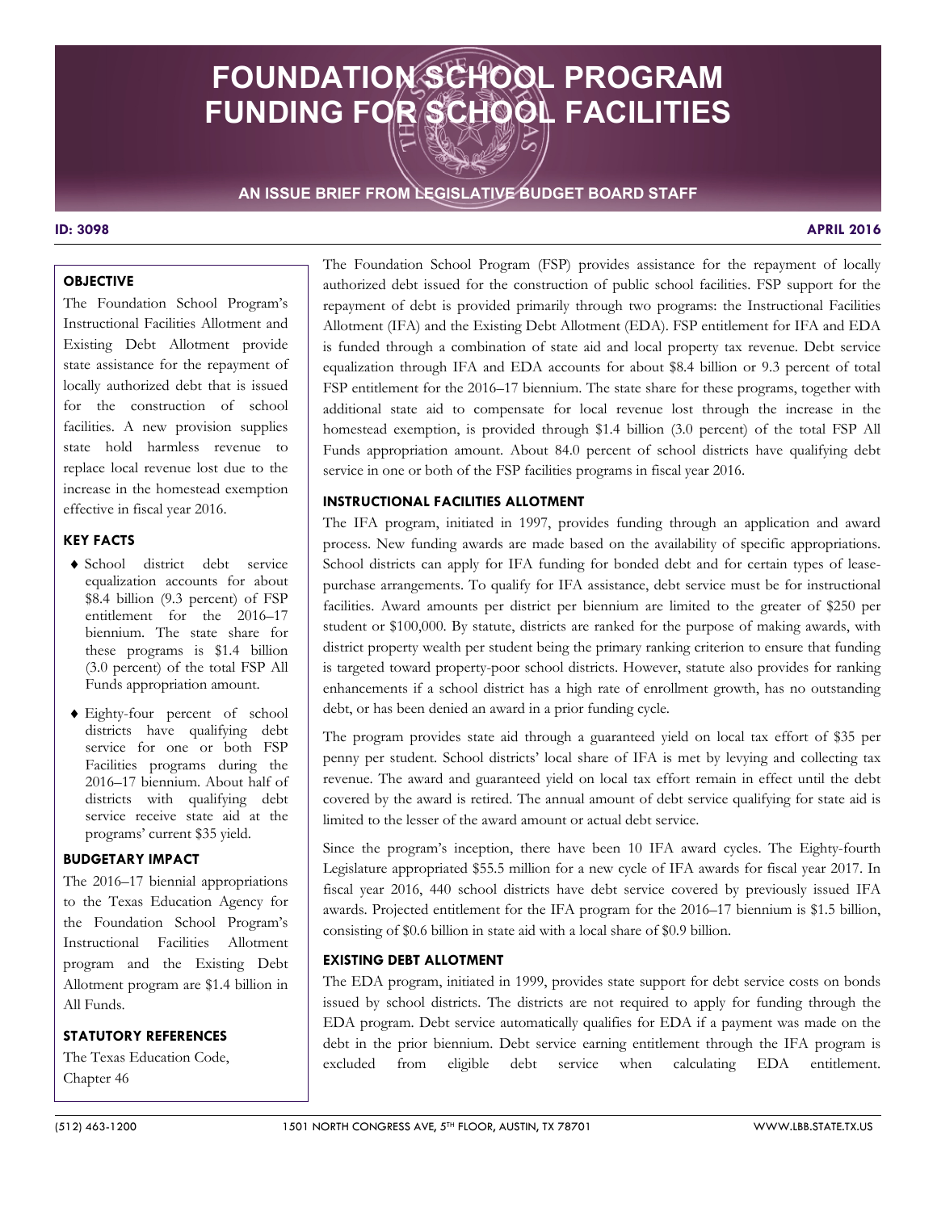# FOUNDATION SCHOOL PROGRAM FUNDING FOR SCHOOL FACILITIES

AN ISSUE BRIEF FROM LEGISLATIVE BUDGET BOARD STAFF

**ID: 3098** **APRIL 2016**

### OBJECTIVE

The Foundation School Program's Instructional Facilities Allotment and Existing Debt Allotment provide state assistance for the repayment of locally authorized debt that is issued for the construction of school facilities. A new provision supplies state hold harmless revenue to replace local revenue lost due to the increase in the homestead exemption effective in fiscal year 2016.

### KEY FACTS

- School district debt service equalization accounts for about $8.4 billion (9.3 percent) of FSP entitlement for the 2016–17 biennium. The state share for these programs is $1.4 billion (3.0 percent) of the total FSP All Funds appropriation amount.
- Eighty-four percent of school districts have qualifying debt service for one or both FSP Facilities programs during the 2016–17 biennium. About half of districts with qualifying debt service receive state aid at the programs' current $35 yield.

### BUDGETARY IMPACT

The 2016–17 biennial appropriations to the Texas Education Agency for the Foundation School Program's Instructional Facilities Allotment program and the Existing Debt Allotment program are $1.4 billion in All Funds.

### STATUTORY REFERENCES

The Texas Education Code, Chapter 46

The Foundation School Program (FSP) provides assistance for the repayment of locally authorized debt issued for the construction of public school facilities. FSP support for the repayment of debt is provided primarily through two programs: the Instructional Facilities Allotment (IFA) and the Existing Debt Allotment (EDA). FSP entitlement for IFA and EDA is funded through a combination of state aid and local property tax revenue. Debt service equalization through IFA and EDA accounts for about $8.4 billion or 9.3 percent of total FSP entitlement for the 2016–17 biennium. The state share for these programs, together with additional state aid to compensate for local revenue lost through the increase in the homestead exemption, is provided through $1.4 billion (3.0 percent) of the total FSP All Funds appropriation amount. About 84.0 percent of school districts have qualifying debt service in one or both of the FSP facilities programs in fiscal year 2016.

### INSTRUCTIONAL FACILITIES ALLOTMENT

The IFA program, initiated in 1997, provides funding through an application and award process. New funding awards are made based on the availability of specific appropriations. School districts can apply for IFA funding for bonded debt and for certain types of lease-purchase arrangements. To qualify for IFA assistance, debt service must be for instructional facilities. Award amounts per district per biennium are limited to the greater of $250 per student or $100,000. By statute, districts are ranked for the purpose of making awards, with district property wealth per student being the primary ranking criterion to ensure that funding is targeted toward property-poor school districts. However, statute also provides for ranking enhancements if a school district has a high rate of enrollment growth, has no outstanding debt, or has been denied an award in a prior funding cycle.

The program provides state aid through a guaranteed yield on local tax effort of $35 per penny per student. School districts' local share of IFA is met by levying and collecting tax revenue. The award and guaranteed yield on local tax effort remain in effect until the debt covered by the award is retired. The annual amount of debt service qualifying for state aid is limited to the lesser of the award amount or actual debt service.

Since the program's inception, there have been 10 IFA award cycles. The Eighty-fourth Legislature appropriated $55.5 million for a new cycle of IFA awards for fiscal year 2017. In fiscal year 2016, 440 school districts have debt service covered by previously issued IFA awards. Projected entitlement for the IFA program for the 2016–17 biennium is $1.5 billion, consisting of $0.6 billion in state aid with a local share of $0.9 billion.

### EXISTING DEBT ALLOTMENT

The EDA program, initiated in 1999, provides state support for debt service costs on bonds issued by school districts. The districts are not required to apply for funding through the EDA program. Debt service automatically qualifies for EDA if a payment was made on the debt in the prior biennium. Debt service earning entitlement through the IFA program is excluded from eligible debt service when calculating EDA entitlement.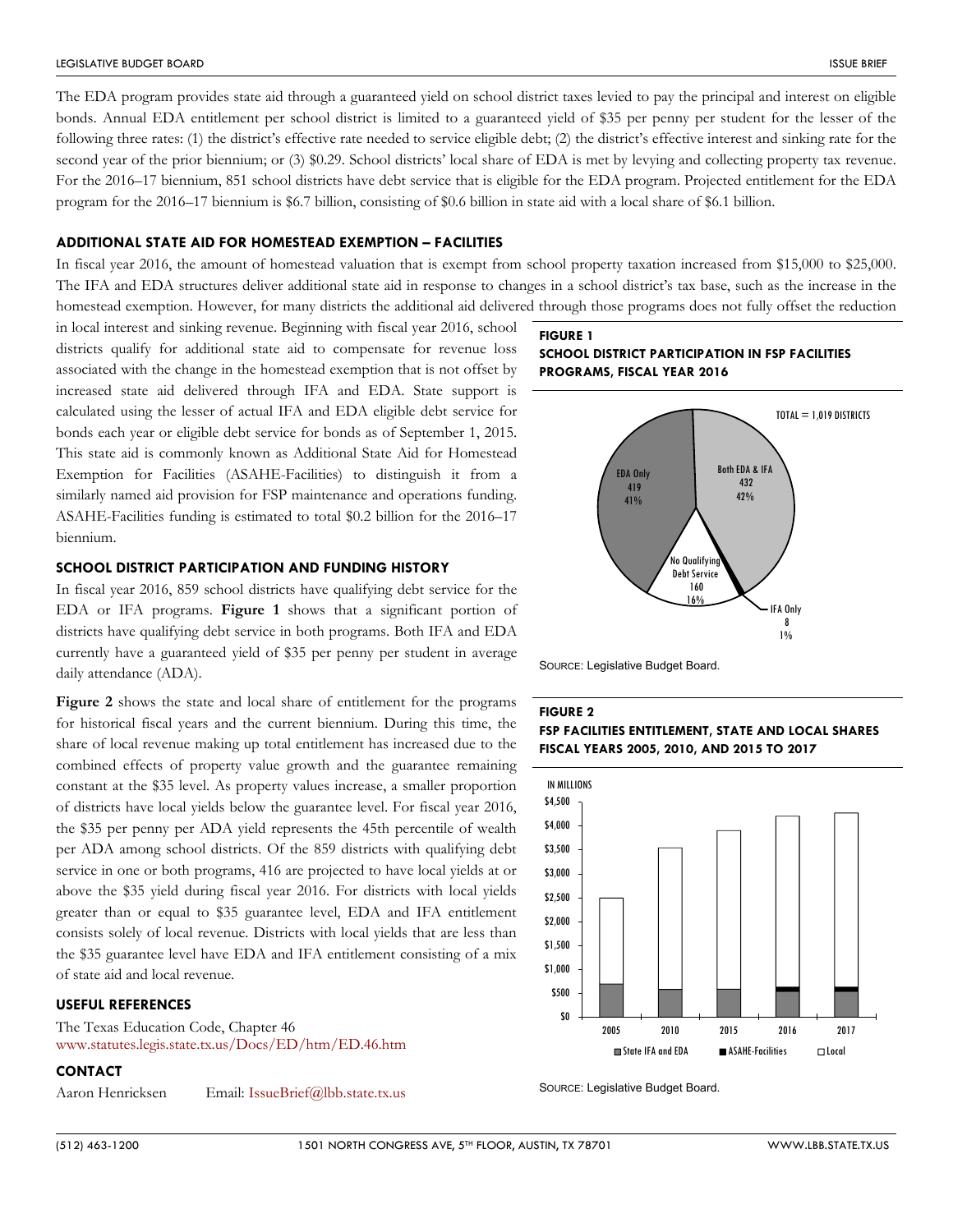The EDA program provides state aid through a guaranteed yield on school district taxes levied to pay the principal and interest on eligible bonds. Annual EDA entitlement per school district is limited to a guaranteed yield of $35 per penny per student for the lesser of the following three rates: (1) the district's effective rate needed to service eligible debt; (2) the district's effective interest and sinking rate for the second year of the prior biennium; or (3) $0.29. School districts' local share of EDA is met by levying and collecting property tax revenue. For the 2016–17 biennium, 851 school districts have debt service that is eligible for the EDA program. Projected entitlement for the EDA program for the 2016–17 biennium is $6.7 billion, consisting of $0.6 billion in state aid with a local share of $6.1 billion.

## ADDITIONAL STATE AID FOR HOMESTEAD EXEMPTION – FACILITIES

In fiscal year 2016, the amount of homestead valuation that is exempt from school property taxation increased from $15,000 to $25,000. The IFA and EDA structures deliver additional state aid in response to changes in a school district's tax base, such as the increase in the homestead exemption. However, for many districts the additional aid delivered through those programs does not fully offset the reduction in local interest and sinking revenue. Beginning with fiscal year 2016, school districts qualify for additional state aid to compensate for revenue loss associated with the change in the homestead exemption that is not offset by increased state aid delivered through IFA and EDA. State support is calculated using the lesser of actual IFA and EDA eligible debt service for bonds each year or eligible debt service for bonds as of September 1, 2015. This state aid is commonly known as Additional State Aid for Homestead Exemption for Facilities (ASAHE-Facilities) to distinguish it from a similarly named aid provision for FSP maintenance and operations funding. ASAHE-Facilities funding is estimated to total $0.2 billion for the 2016–17 biennium.

## SCHOOL DISTRICT PARTICIPATION AND FUNDING HISTORY

In fiscal year 2016, 859 school districts have qualifying debt service for the EDA or IFA programs. **Figure 1** shows that a significant portion of districts have qualifying debt service in both programs. Both IFA and EDA currently have a guaranteed yield of $35 per penny per student in average daily attendance (ADA).

**Figure 2** shows the state and local share of entitlement for the programs for historical fiscal years and the current biennium. During this time, the share of local revenue making up total entitlement has increased due to the combined effects of property value growth and the guarantee remaining constant at the $35 level. As property values increase, a smaller proportion of districts have local yields below the guarantee level. For fiscal year 2016, the $35 per penny per ADA yield represents the 45th percentile of wealth per ADA among school districts. Of the 859 districts with qualifying debt service in one or both programs, 416 are projected to have local yields at or above the $35 yield during fiscal year 2016. For districts with local yields greater than or equal to $35 guarantee level, EDA and IFA entitlement consists solely of local revenue. Districts with local yields that are less than the $35 guarantee level have EDA and IFA entitlement consisting of a mix of state aid and local revenue.

**FIGURE 1**
**SCHOOL DISTRICT PARTICIPATION IN FSP FACILITIES PROGRAMS, FISCAL YEAR 2016**

TOTAL = 1,019 DISTRICTS

EDA Only
419
41%

Both EDA & IFA
432
42%

No Qualifying Debt Service
160
16%

IFA Only
8
1%

SOURCE: Legislative Budget Board.

**FIGURE 2**
**FSP FACILITIES ENTITLEMENT, STATE AND LOCAL SHARES FISCAL YEARS 2005, 2010, AND 2015 TO 2017**

IN MILLIONS

$4,500
$4,000
$3,500
$3,000
$2,500
$2,000
$1,500
$1,000
$500
$0

2005
2010
2015
2016
2017

State IFA and EDA
ASAHE-Facilities
Local

SOURCE: Legislative Budget Board.

## USEFUL REFERENCES

The Texas Education Code, Chapter 46
www.statutes.legis.state.tx.us/Docs/ED/htm/ED.46.htm

## CONTACT

Aaron Henricksen    Email: IssueBrief@lbb.state.tx.us